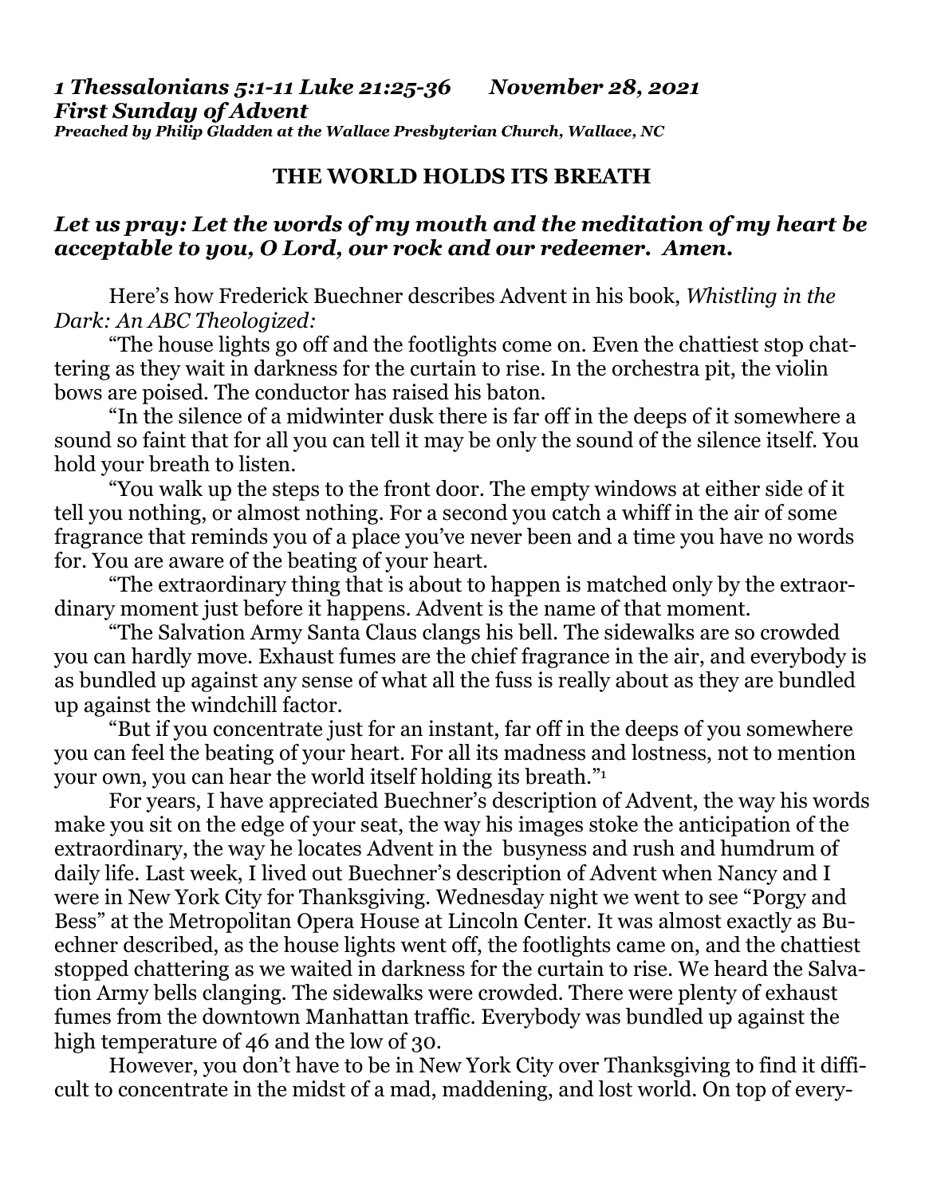*1 Thessalonians 5:1-11 Luke 21:25-36 November 28, 2021*
*First Sunday of Advent*
*Preached by Philip Gladden at the Wallace Presbyterian Church, Wallace, NC*

**THE WORLD HOLDS ITS BREATH**

***Let us pray: Let the words of my mouth and the meditation of my heart be acceptable to you, O Lord, our rock and our redeemer. Amen.***

Here's how Frederick Buechner describes Advent in his book, *Whistling in the Dark: An ABC Theologized:*

"The house lights go off and the footlights come on. Even the chattiest stop chattering as they wait in darkness for the curtain to rise. In the orchestra pit, the violin bows are poised. The conductor has raised his baton.

"In the silence of a midwinter dusk there is far off in the deeps of it somewhere a sound so faint that for all you can tell it may be only the sound of the silence itself. You hold your breath to listen.

"You walk up the steps to the front door. The empty windows at either side of it tell you nothing, or almost nothing. For a second you catch a whiff in the air of some fragrance that reminds you of a place you've never been and a time you have no words for. You are aware of the beating of your heart.

"The extraordinary thing that is about to happen is matched only by the extraordinary moment just before it happens. Advent is the name of that moment.

"The Salvation Army Santa Claus clangs his bell. The sidewalks are so crowded you can hardly move. Exhaust fumes are the chief fragrance in the air, and everybody is as bundled up against any sense of what all the fuss is really about as they are bundled up against the windchill factor.

"But if you concentrate just for an instant, far off in the deeps of you somewhere you can feel the beating of your heart. For all its madness and lostness, not to mention your own, you can hear the world itself holding its breath."[1]

For years, I have appreciated Buechner's description of Advent, the way his words make you sit on the edge of your seat, the way his images stoke the anticipation of the extraordinary, the way he locates Advent in the busyness and rush and humdrum of daily life. Last week, I lived out Buechner's description of Advent when Nancy and I were in New York City for Thanksgiving. Wednesday night we went to see "Porgy and Bess" at the Metropolitan Opera House at Lincoln Center. It was almost exactly as Buechner described, as the house lights went off, the footlights came on, and the chattiest stopped chattering as we waited in darkness for the curtain to rise. We heard the Salvation Army bells clanging. The sidewalks were crowded. There were plenty of exhaust fumes from the downtown Manhattan traffic. Everybody was bundled up against the high temperature of 46 and the low of 30.

However, you don't have to be in New York City over Thanksgiving to find it difficult to concentrate in the midst of a mad, maddening, and lost world. On top of every-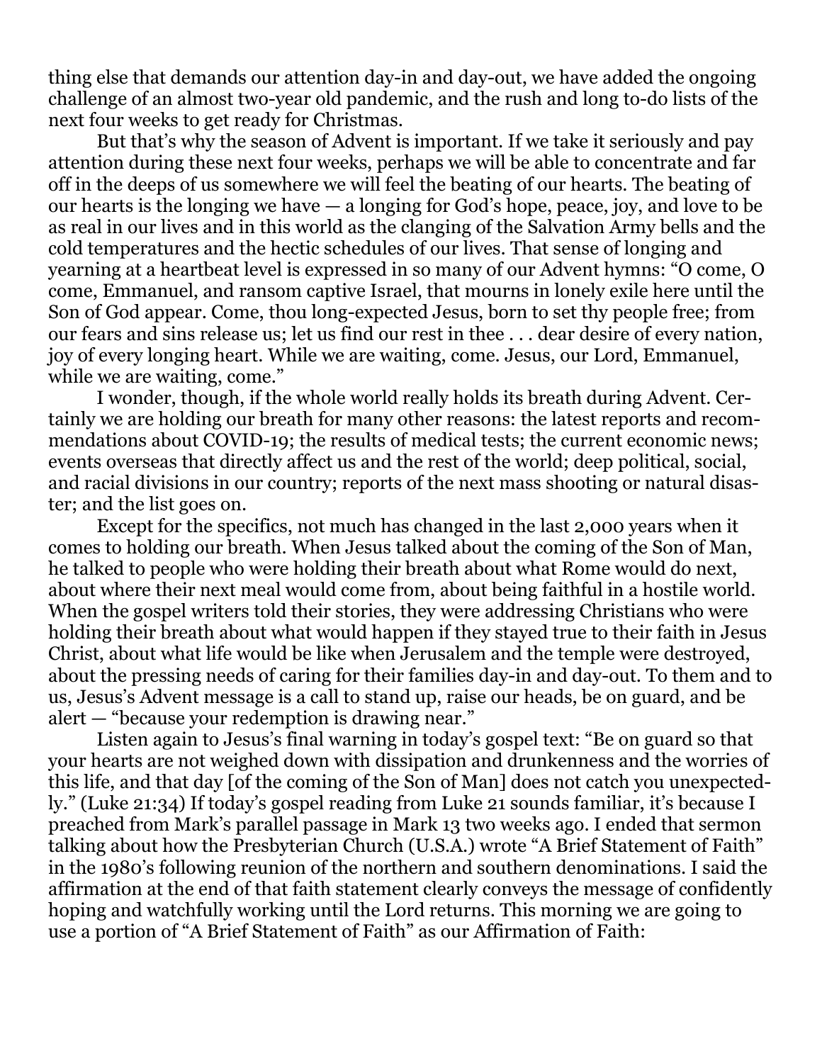thing else that demands our attention day-in and day-out, we have added the ongoing challenge of an almost two-year old pandemic, and the rush and long to-do lists of the next four weeks to get ready for Christmas.

But that's why the season of Advent is important. If we take it seriously and pay attention during these next four weeks, perhaps we will be able to concentrate and far off in the deeps of us somewhere we will feel the beating of our hearts. The beating of our hearts is the longing we have — a longing for God's hope, peace, joy, and love to be as real in our lives and in this world as the clanging of the Salvation Army bells and the cold temperatures and the hectic schedules of our lives. That sense of longing and yearning at a heartbeat level is expressed in so many of our Advent hymns: "O come, O come, Emmanuel, and ransom captive Israel, that mourns in lonely exile here until the Son of God appear. Come, thou long-expected Jesus, born to set thy people free; from our fears and sins release us; let us find our rest in thee . . . dear desire of every nation, joy of every longing heart. While we are waiting, come. Jesus, our Lord, Emmanuel, while we are waiting, come."

I wonder, though, if the whole world really holds its breath during Advent. Certainly we are holding our breath for many other reasons: the latest reports and recommendations about COVID-19; the results of medical tests; the current economic news; events overseas that directly affect us and the rest of the world; deep political, social, and racial divisions in our country; reports of the next mass shooting or natural disaster; and the list goes on.

Except for the specifics, not much has changed in the last 2,000 years when it comes to holding our breath. When Jesus talked about the coming of the Son of Man, he talked to people who were holding their breath about what Rome would do next, about where their next meal would come from, about being faithful in a hostile world. When the gospel writers told their stories, they were addressing Christians who were holding their breath about what would happen if they stayed true to their faith in Jesus Christ, about what life would be like when Jerusalem and the temple were destroyed, about the pressing needs of caring for their families day-in and day-out. To them and to us, Jesus's Advent message is a call to stand up, raise our heads, be on guard, and be alert — "because your redemption is drawing near."

Listen again to Jesus's final warning in today's gospel text: "Be on guard so that your hearts are not weighed down with dissipation and drunkenness and the worries of this life, and that day [of the coming of the Son of Man] does not catch you unexpectedly." (Luke 21:34) If today's gospel reading from Luke 21 sounds familiar, it's because I preached from Mark's parallel passage in Mark 13 two weeks ago. I ended that sermon talking about how the Presbyterian Church (U.S.A.) wrote "A Brief Statement of Faith" in the 1980's following reunion of the northern and southern denominations. I said the affirmation at the end of that faith statement clearly conveys the message of confidently hoping and watchfully working until the Lord returns. This morning we are going to use a portion of "A Brief Statement of Faith" as our Affirmation of Faith: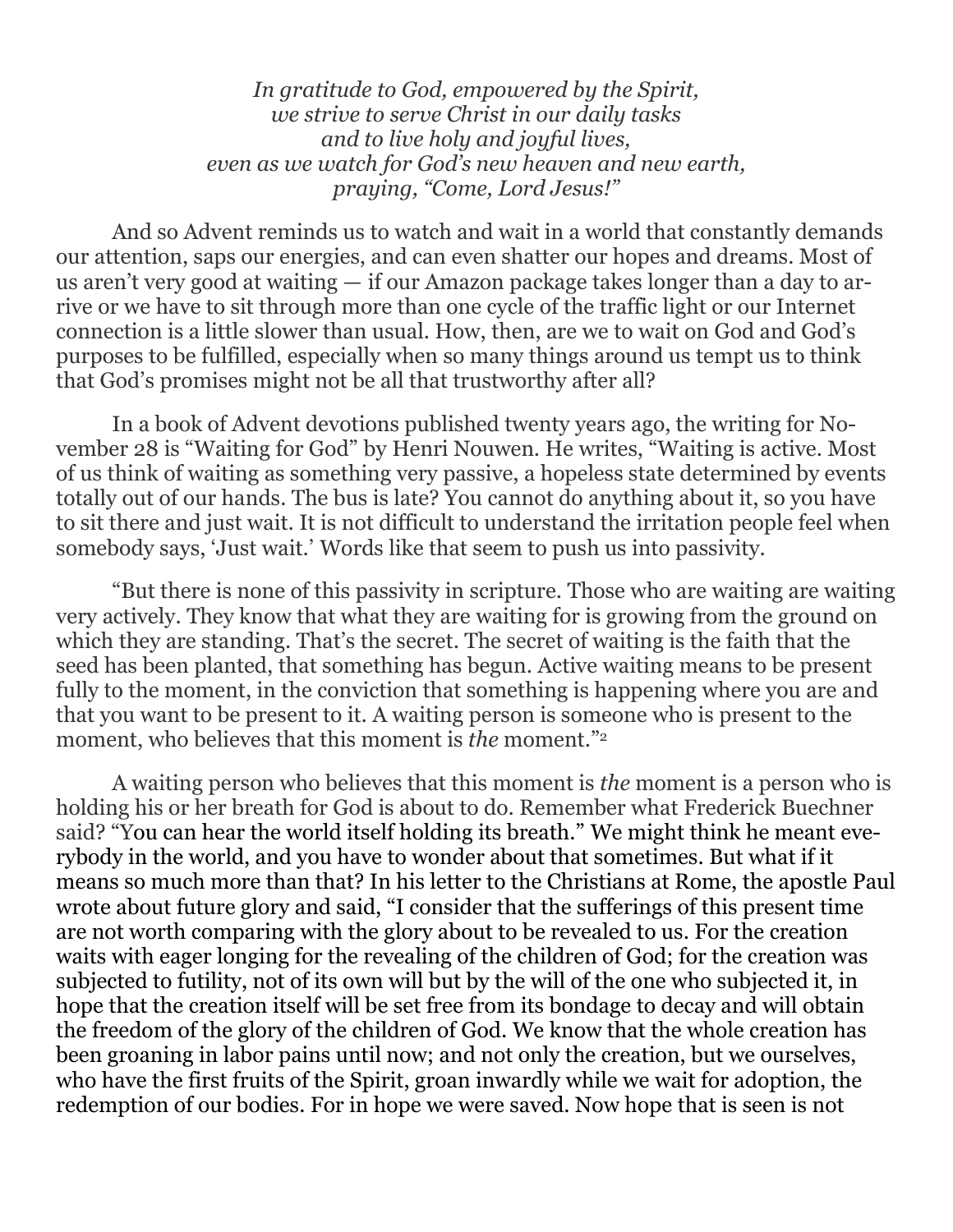*In gratitude to God, empowered by the Spirit,*
*we strive to serve Christ in our daily tasks*
*and to live holy and joyful lives,*
*even as we watch for God's new heaven and new earth,*
*praying, "Come, Lord Jesus!"*

And so Advent reminds us to watch and wait in a world that constantly demands our attention, saps our energies, and can even shatter our hopes and dreams. Most of us aren't very good at waiting — if our Amazon package takes longer than a day to arrive or we have to sit through more than one cycle of the traffic light or our Internet connection is a little slower than usual. How, then, are we to wait on God and God's purposes to be fulfilled, especially when so many things around us tempt us to think that God's promises might not be all that trustworthy after all?

In a book of Advent devotions published twenty years ago, the writing for November 28 is "Waiting for God" by Henri Nouwen. He writes, "Waiting is active. Most of us think of waiting as something very passive, a hopeless state determined by events totally out of our hands. The bus is late? You cannot do anything about it, so you have to sit there and just wait. It is not difficult to understand the irritation people feel when somebody says, 'Just wait.' Words like that seem to push us into passivity.

"But there is none of this passivity in scripture. Those who are waiting are waiting very actively. They know that what they are waiting for is growing from the ground on which they are standing. That's the secret. The secret of waiting is the faith that the seed has been planted, that something has begun. Active waiting means to be present fully to the moment, in the conviction that something is happening where you are and that you want to be present to it. A waiting person is someone who is present to the moment, who believes that this moment is *the* moment."[2]

A waiting person who believes that this moment is *the* moment is a person who is holding his or her breath for God is about to do. Remember what Frederick Buechner said? "You can hear the world itself holding its breath." We might think he meant everybody in the world, and you have to wonder about that sometimes. But what if it means so much more than that? In his letter to the Christians at Rome, the apostle Paul wrote about future glory and said, "I consider that the sufferings of this present time are not worth comparing with the glory about to be revealed to us. For the creation waits with eager longing for the revealing of the children of God; for the creation was subjected to futility, not of its own will but by the will of the one who subjected it, in hope that the creation itself will be set free from its bondage to decay and will obtain the freedom of the glory of the children of God. We know that the whole creation has been groaning in labor pains until now; and not only the creation, but we ourselves, who have the first fruits of the Spirit, groan inwardly while we wait for adoption, the redemption of our bodies. For in hope we were saved. Now hope that is seen is not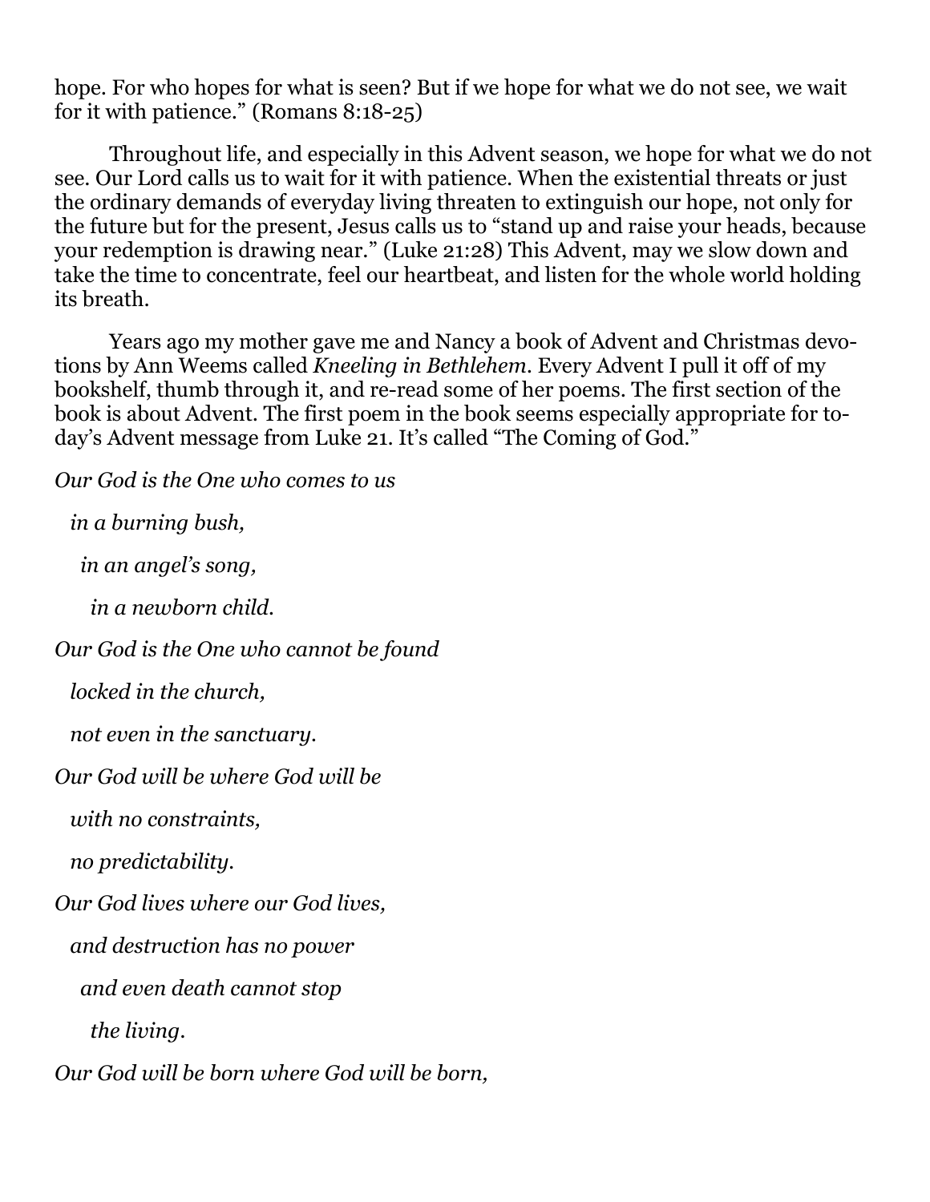hope. For who hopes for what is seen? But if we hope for what we do not see, we wait for it with patience." (Romans 8:18-25)

Throughout life, and especially in this Advent season, we hope for what we do not see. Our Lord calls us to wait for it with patience. When the existential threats or just the ordinary demands of everyday living threaten to extinguish our hope, not only for the future but for the present, Jesus calls us to "stand up and raise your heads, because your redemption is drawing near." (Luke 21:28) This Advent, may we slow down and take the time to concentrate, feel our heartbeat, and listen for the whole world holding its breath.

Years ago my mother gave me and Nancy a book of Advent and Christmas devotions by Ann Weems called *Kneeling in Bethlehem*. Every Advent I pull it off of my bookshelf, thumb through it, and re-read some of her poems. The first section of the book is about Advent. The first poem in the book seems especially appropriate for today's Advent message from Luke 21. It's called "The Coming of God."

*Our God is the One who comes to us*

*in a burning bush,*

*in an angel's song,*

*in a newborn child.*

*Our God is the One who cannot be found*

*locked in the church,*

*not even in the sanctuary.*

*Our God will be where God will be*

*with no constraints,*

*no predictability.*

*Our God lives where our God lives,*

*and destruction has no power*

*and even death cannot stop*

*the living.*

*Our God will be born where God will be born,*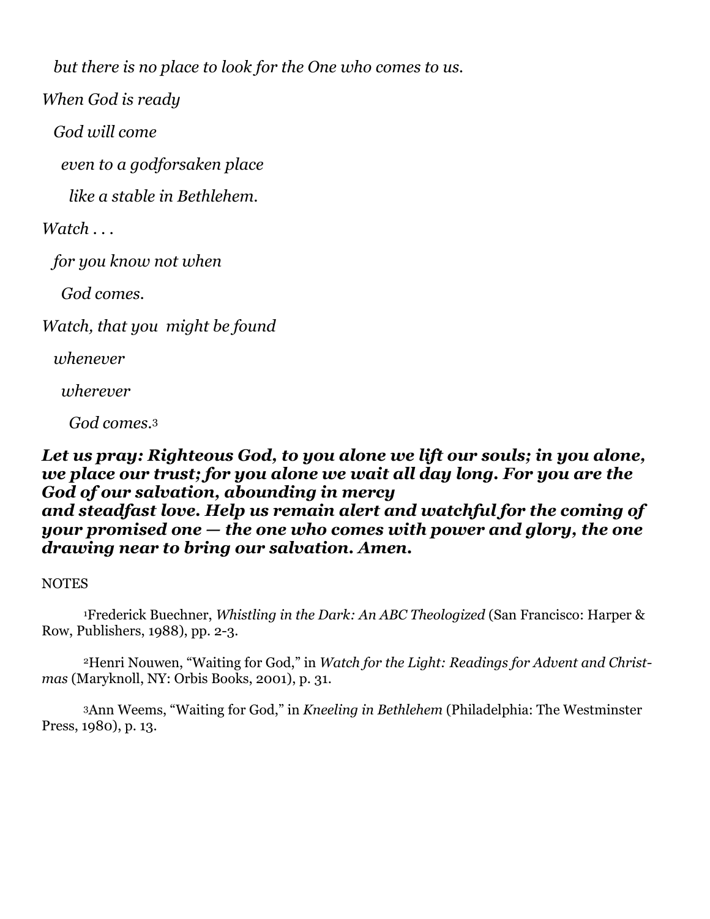*but there is no place to look for the One who comes to us.*

*When God is ready*

*God will come*

*even to a godforsaken place*

*like a stable in Bethlehem.*

*Watch . . .*

*for you know not when*

*God comes.*

*Watch, that you might be found*

*whenever*

*wherever*

*God comes.*[3]

***Let us pray: Righteous God, to you alone we lift our souls; in you alone, we place our trust; for you alone we wait all day long. For you are the God of our salvation, abounding in mercy and steadfast love. Help us remain alert and watchful for the coming of your promised one — the one who comes with power and glory, the one drawing near to bring our salvation. Amen.***

NOTES

[1]Frederick Buechner, *Whistling in the Dark: An ABC Theologized* (San Francisco: Harper & Row, Publishers, 1988), pp. 2-3.

[2]Henri Nouwen, "Waiting for God," in *Watch for the Light: Readings for Advent and Christmas* (Maryknoll, NY: Orbis Books, 2001), p. 31.

[3]Ann Weems, "Waiting for God," in *Kneeling in Bethlehem* (Philadelphia: The Westminster Press, 1980), p. 13.